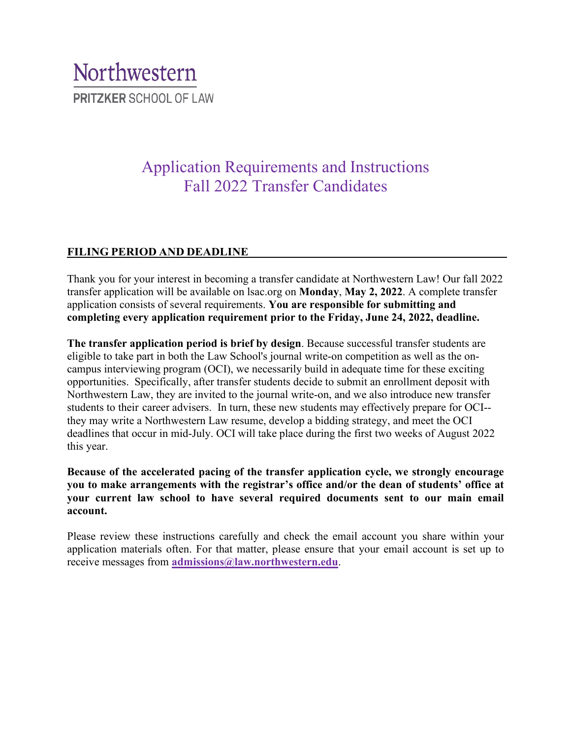Northwestern

PRITZKER SCHOOL OF LAW

# Application Requirements and Instructions
# Fall 2022 Transfer Candidates

## FILING PERIOD AND DEADLINE

Thank you for your interest in becoming a transfer candidate at Northwestern Law! Our fall 2022 transfer application will be available on lsac.org on **Monday**, **May 2, 2022**. A complete transfer application consists of several requirements. **You are responsible for submitting and completing every application requirement prior to the Friday, June 24, 2022, deadline.**

**The transfer application period is brief by design**. Because successful transfer students are eligible to take part in both the Law School's journal write-on competition as well as the on-campus interviewing program (OCI), we necessarily build in adequate time for these exciting opportunities. Specifically, after transfer students decide to submit an enrollment deposit with Northwestern Law, they are invited to the journal write-on, and we also introduce new transfer students to their career advisers. In turn, these new students may effectively prepare for OCI--they may write a Northwestern Law resume, develop a bidding strategy, and meet the OCI deadlines that occur in mid-July. OCI will take place during the first two weeks of August 2022 this year.

**Because of the accelerated pacing of the transfer application cycle, we strongly encourage you to make arrangements with the registrar's office and/or the dean of students' office at your current law school to have several required documents sent to our main email account.**

Please review these instructions carefully and check the email account you share within your application materials often. For that matter, please ensure that your email account is set up to receive messages from **admissions@law.northwestern.edu**.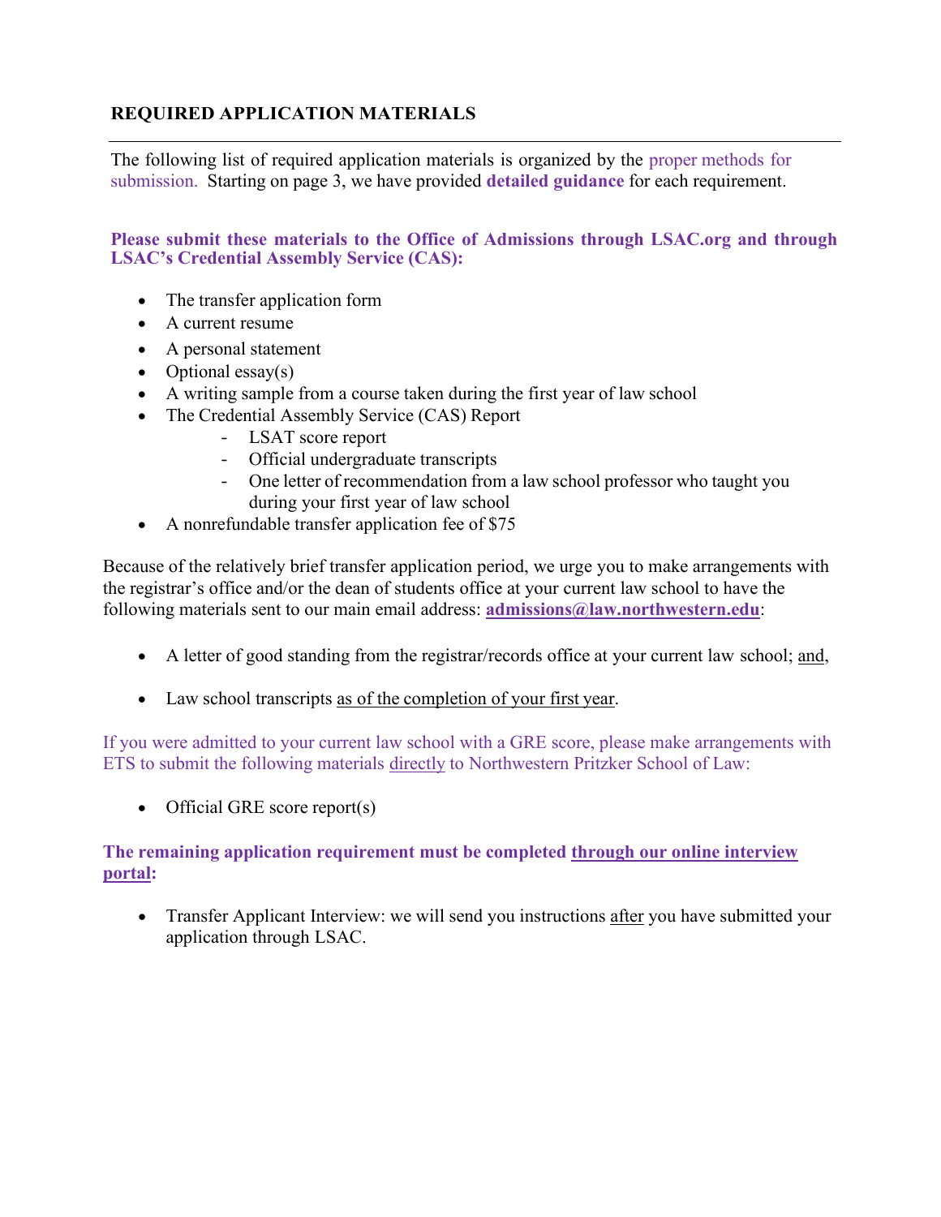## REQUIRED APPLICATION MATERIALS

The following list of required application materials is organized by the proper methods for submission. Starting on page 3, we have provided **detailed guidance** for each requirement.

**Please submit these materials to the Office of Admissions through LSAC.org and through LSAC's Credential Assembly Service (CAS):**

- The transfer application form
- A current resume
- A personal statement
- Optional essay(s)
- A writing sample from a course taken during the first year of law school
- The Credential Assembly Service (CAS) Report
  - LSAT score report
  - Official undergraduate transcripts
  - One letter of recommendation from a law school professor who taught you during your first year of law school
- A nonrefundable transfer application fee of $75

Because of the relatively brief transfer application period, we urge you to make arrangements with the registrar's office and/or the dean of students office at your current law school to have the following materials sent to our main email address: **admissions@law.northwestern.edu**:

- A letter of good standing from the registrar/records office at your current law school; and,
- Law school transcripts as of the completion of your first year.

If you were admitted to your current law school with a GRE score, please make arrangements with ETS to submit the following materials directly to Northwestern Pritzker School of Law:

- Official GRE score report(s)

**The remaining application requirement must be completed through our online interview portal:**

- Transfer Applicant Interview: we will send you instructions after you have submitted your application through LSAC.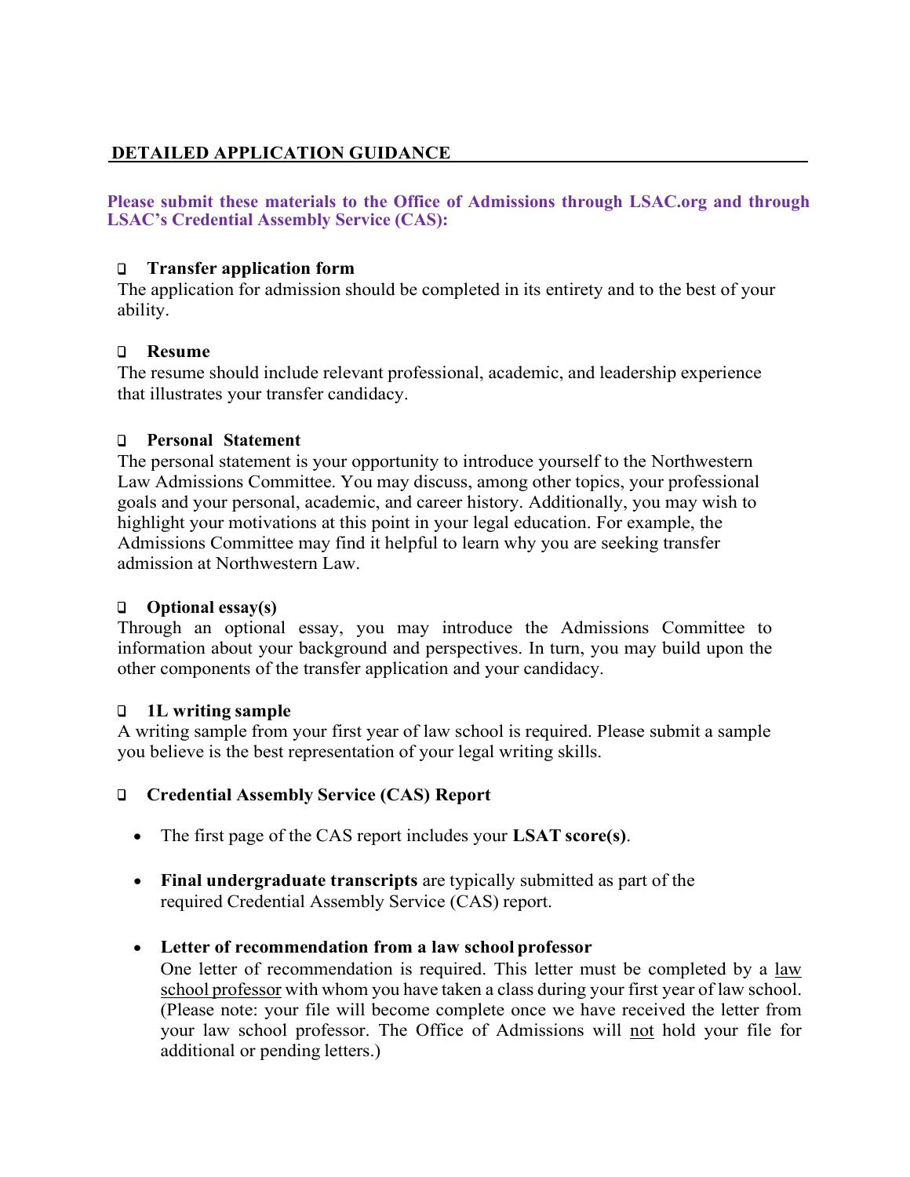## DETAILED APPLICATION GUIDANCE

**Please submit these materials to the Office of Admissions through LSAC.org and through LSAC's Credential Assembly Service (CAS):**

- [ ] **Transfer application form**

The application for admission should be completed in its entirety and to the best of your ability.

- [ ] **Resume**

The resume should include relevant professional, academic, and leadership experience that illustrates your transfer candidacy.

- [ ] **Personal Statement**

The personal statement is your opportunity to introduce yourself to the Northwestern Law Admissions Committee. You may discuss, among other topics, your professional goals and your personal, academic, and career history. Additionally, you may wish to highlight your motivations at this point in your legal education. For example, the Admissions Committee may find it helpful to learn why you are seeking transfer admission at Northwestern Law.

- [ ] **Optional essay(s)**

Through an optional essay, you may introduce the Admissions Committee to information about your background and perspectives. In turn, you may build upon the other components of the transfer application and your candidacy.

- [ ] **1L writing sample**

A writing sample from your first year of law school is required. Please submit a sample you believe is the best representation of your legal writing skills.

- [ ] **Credential Assembly Service (CAS) Report**

  - The first page of the CAS report includes your **LSAT score(s)**.
  - **Final undergraduate transcripts** are typically submitted as part of the required Credential Assembly Service (CAS) report.
  - **Letter of recommendation from a law school professor**
    One letter of recommendation is required. This letter must be completed by a <u>law school professor</u> with whom you have taken a class during your first year of law school. (Please note: your file will become complete once we have received the letter from your law school professor. The Office of Admissions will <u>not</u> hold your file for additional or pending letters.)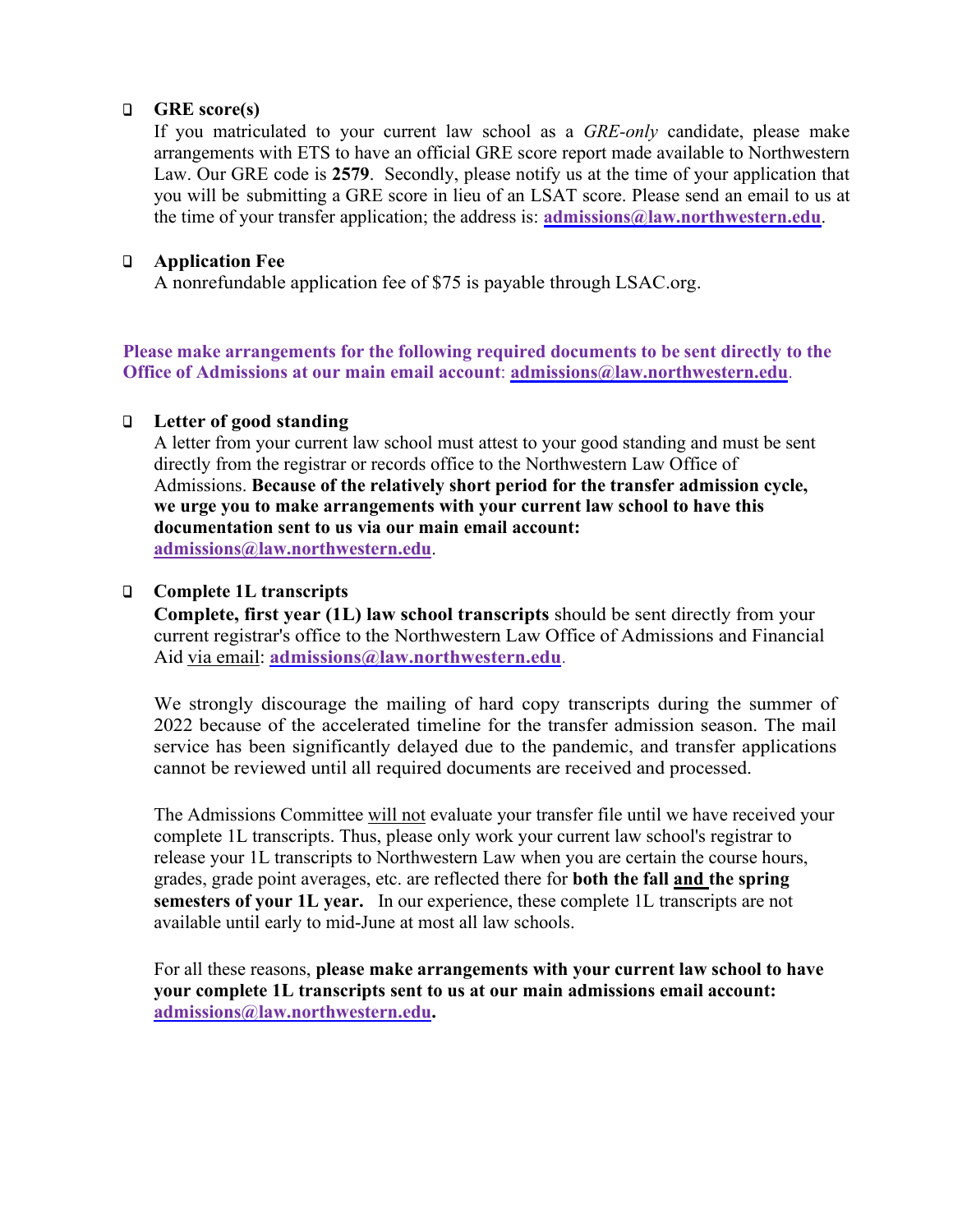- **GRE score(s)**

  If you matriculated to your current law school as a *GRE-only* candidate, please make arrangements with ETS to have an official GRE score report made available to Northwestern Law. Our GRE code is **2579**. Secondly, please notify us at the time of your application that you will be submitting a GRE score in lieu of an LSAT score. Please send an email to us at the time of your transfer application; the address is: **admissions@law.northwestern.edu**.

- **Application Fee**

  A nonrefundable application fee of $75 is payable through LSAC.org.

**Please make arrangements for the following required documents to be sent directly to the Office of Admissions at our main email account**: admissions@law.northwestern.edu.

- **Letter of good standing**

  A letter from your current law school must attest to your good standing and must be sent directly from the registrar or records office to the Northwestern Law Office of Admissions. **Because of the relatively short period for the transfer admission cycle, we urge you to make arrangements with your current law school to have this documentation sent to us via our main email account: admissions@law.northwestern.edu**.

- **Complete 1L transcripts**

  **Complete, first year (1L) law school transcripts** should be sent directly from your current registrar's office to the Northwestern Law Office of Admissions and Financial Aid via email: **admissions@law.northwestern.edu**.

  We strongly discourage the mailing of hard copy transcripts during the summer of 2022 because of the accelerated timeline for the transfer admission season. The mail service has been significantly delayed due to the pandemic, and transfer applications cannot be reviewed until all required documents are received and processed.

  The Admissions Committee will not evaluate your transfer file until we have received your complete 1L transcripts. Thus, please only work your current law school's registrar to release your 1L transcripts to Northwestern Law when you are certain the course hours, grades, grade point averages, etc. are reflected there for **both the fall and the spring semesters of your 1L year.** In our experience, these complete 1L transcripts are not available until early to mid-June at most all law schools.

  For all these reasons, **please make arrangements with your current law school to have your complete 1L transcripts sent to us at our main admissions email account: admissions@law.northwestern.edu.**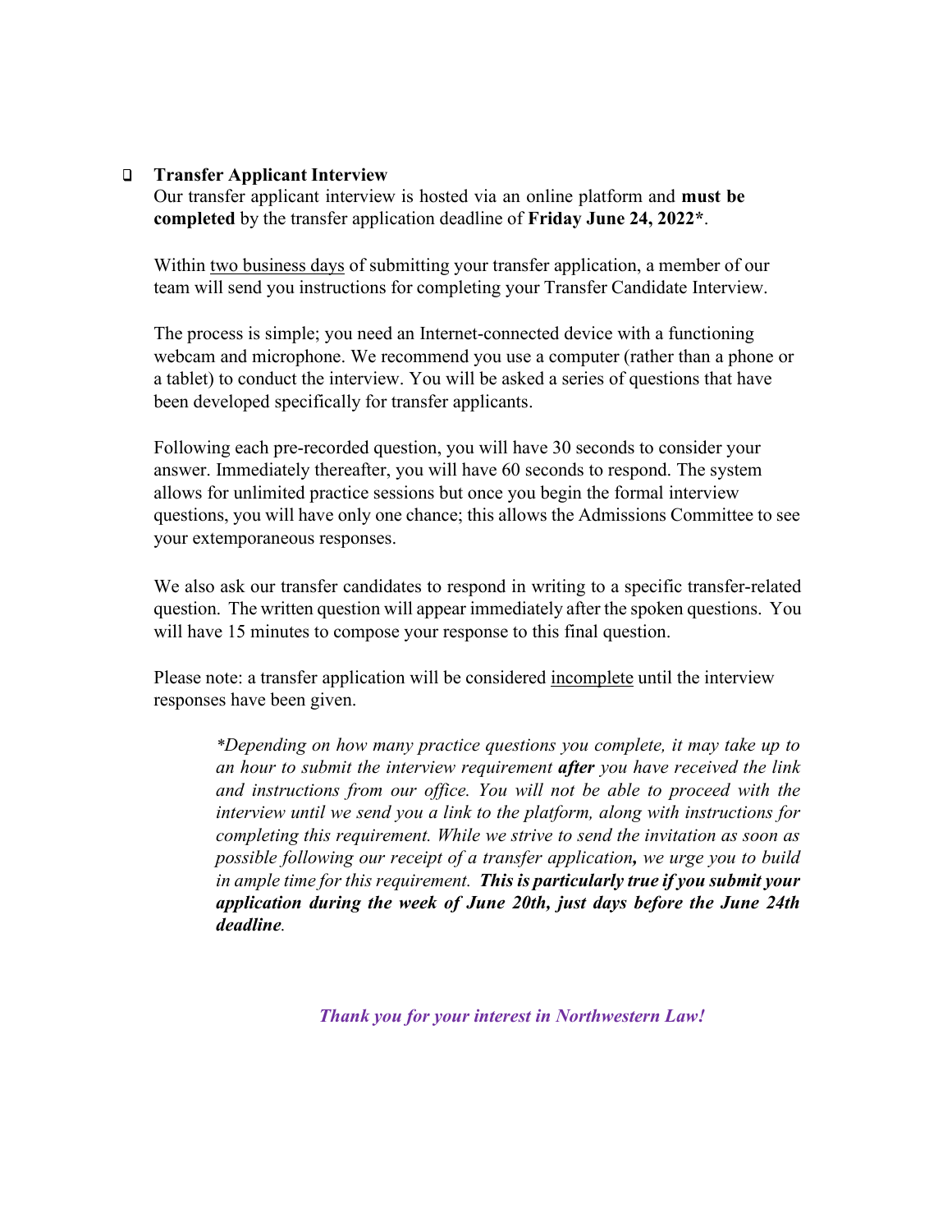- [ ] **Transfer Applicant Interview**

Our transfer applicant interview is hosted via an online platform and **must be completed** by the transfer application deadline of **Friday June 24, 2022***.

Within two business days of submitting your transfer application, a member of our team will send you instructions for completing your Transfer Candidate Interview.

The process is simple; you need an Internet-connected device with a functioning webcam and microphone. We recommend you use a computer (rather than a phone or a tablet) to conduct the interview. You will be asked a series of questions that have been developed specifically for transfer applicants.

Following each pre-recorded question, you will have 30 seconds to consider your answer. Immediately thereafter, you will have 60 seconds to respond. The system allows for unlimited practice sessions but once you begin the formal interview questions, you will have only one chance; this allows the Admissions Committee to see your extemporaneous responses.

We also ask our transfer candidates to respond in writing to a specific transfer-related question. The written question will appear immediately after the spoken questions. You will have 15 minutes to compose your response to this final question.

Please note: a transfer application will be considered incomplete until the interview responses have been given.

> *\*Depending on how many practice questions you complete, it may take up to an hour to submit the interview requirement* ***after*** *you have received the link and instructions from our office. You will not be able to proceed with the interview until we send you a link to the platform, along with instructions for completing this requirement. While we strive to send the invitation as soon as possible following our receipt of a transfer application**,** we urge you to build in ample time for this requirement.* ***This is particularly true if you submit your application during the week of June 20th, just days before the June 24th deadline****.*

***Thank you for your interest in Northwestern Law!***